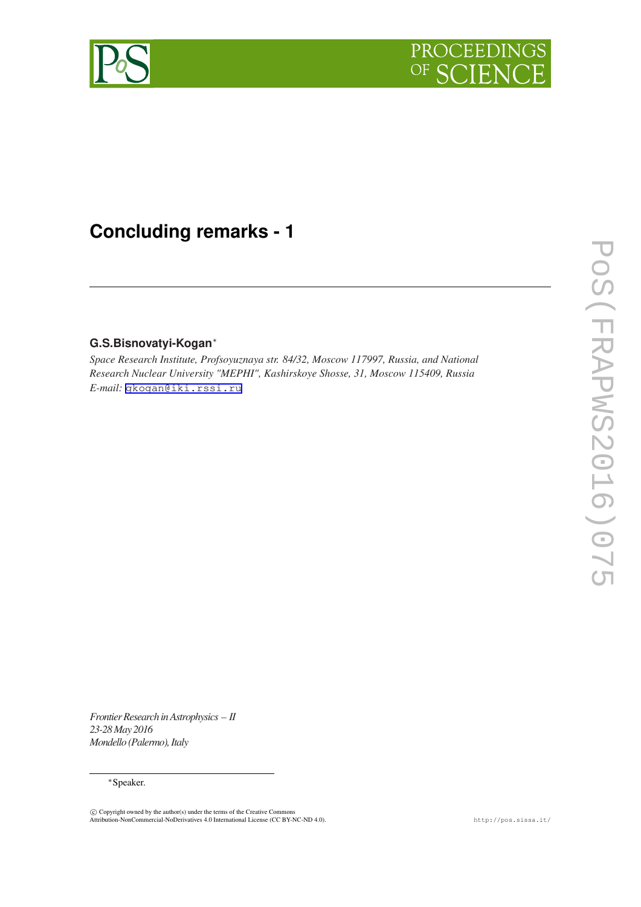# Concluding remarks - 1

**G.S.Bisnovatyi-Kogan***

*Space Research Institute, Profsoyuznaya str. 84/32, Moscow 117997, Russia, and National Research Nuclear University "MEPHI", Kashirskoye Shosse, 31, Moscow 115409, Russia*
*E-mail:* gkogan@iki.rssi.ru

*Frontier Research in Astrophysics – II*
*23-28 May 2016*
*Mondello (Palermo), Italy*

*Speaker.

© Copyright owned by the author(s) under the terms of the Creative Commons Attribution-NonCommercial-NoDerivatives 4.0 International License (CC BY-NC-ND 4.0).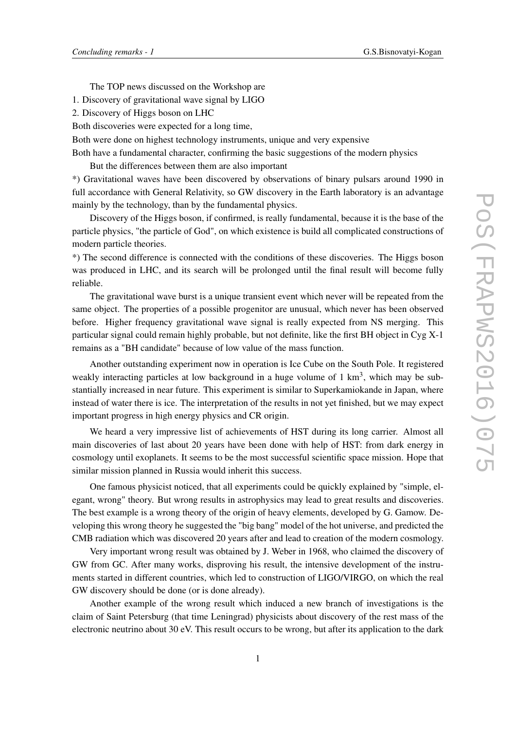The TOP news discussed on the Workshop are

1. Discovery of gravitational wave signal by LIGO
2. Discovery of Higgs boson on LHC

Both discoveries were expected for a long time,

Both were done on highest technology instruments, unique and very expensive

Both have a fundamental character, confirming the basic suggestions of the modern physics

But the differences between them are also important

*) Gravitational waves have been discovered by observations of binary pulsars around 1990 in full accordance with General Relativity, so GW discovery in the Earth laboratory is an advantage mainly by the technology, than by the fundamental physics.

Discovery of the Higgs boson, if confirmed, is really fundamental, because it is the base of the particle physics, "the particle of God", on which existence is build all complicated constructions of modern particle theories.

*) The second difference is connected with the conditions of these discoveries. The Higgs boson was produced in LHC, and its search will be prolonged until the final result will become fully reliable.

The gravitational wave burst is a unique transient event which never will be repeated from the same object. The properties of a possible progenitor are unusual, which never has been observed before. Higher frequency gravitational wave signal is really expected from NS merging. This particular signal could remain highly probable, but not definite, like the first BH object in Cyg X-1 remains as a "BH candidate" because of low value of the mass function.

Another outstanding experiment now in operation is Ice Cube on the South Pole. It registered weakly interacting particles at low background in a huge volume of 1 km$^3$, which may be substantially increased in near future. This experiment is similar to Superkamiokande in Japan, where instead of water there is ice. The interpretation of the results in not yet finished, but we may expect important progress in high energy physics and CR origin.

We heard a very impressive list of achievements of HST during its long carrier. Almost all main discoveries of last about 20 years have been done with help of HST: from dark energy in cosmology until exoplanets. It seems to be the most successful scientific space mission. Hope that similar mission planned in Russia would inherit this success.

One famous physicist noticed, that all experiments could be quickly explained by "simple, elegant, wrong" theory. But wrong results in astrophysics may lead to great results and discoveries. The best example is a wrong theory of the origin of heavy elements, developed by G. Gamow. Developing this wrong theory he suggested the "big bang" model of the hot universe, and predicted the CMB radiation which was discovered 20 years after and lead to creation of the modern cosmology.

Very important wrong result was obtained by J. Weber in 1968, who claimed the discovery of GW from GC. After many works, disproving his result, the intensive development of the instruments started in different countries, which led to construction of LIGO/VIRGO, on which the real GW discovery should be done (or is done already).

Another example of the wrong result which induced a new branch of investigations is the claim of Saint Petersburg (that time Leningrad) physicists about discovery of the rest mass of the electronic neutrino about 30 eV. This result occurs to be wrong, but after its application to the dark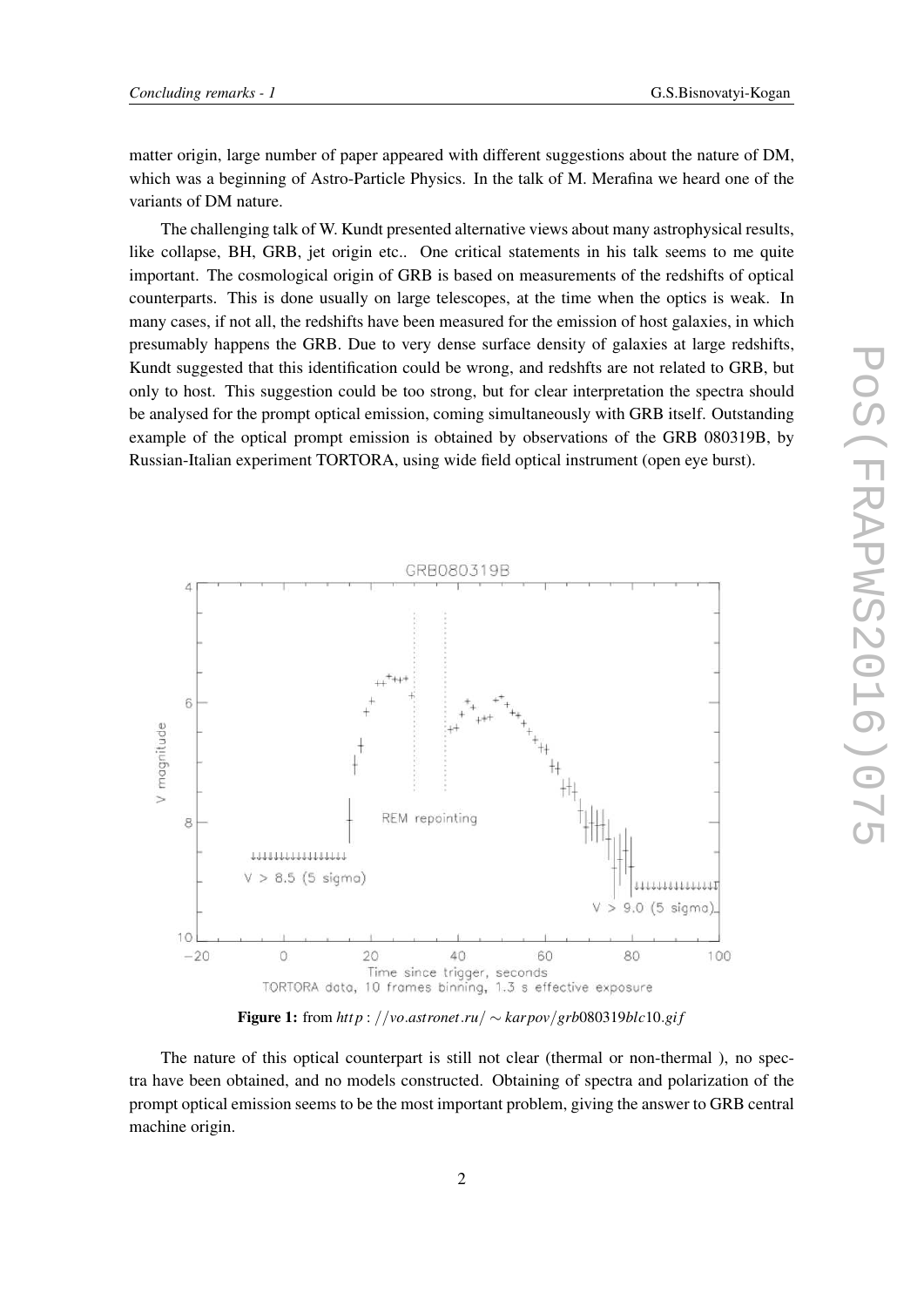matter origin, large number of paper appeared with different suggestions about the nature of DM, which was a beginning of Astro-Particle Physics. In the talk of M. Merafina we heard one of the variants of DM nature.

The challenging talk of W. Kundt presented alternative views about many astrophysical results, like collapse, BH, GRB, jet origin etc.. One critical statements in his talk seems to me quite important. The cosmological origin of GRB is based on measurements of the redshifts of optical counterparts. This is done usually on large telescopes, at the time when the optics is weak. In many cases, if not all, the redshifts have been measured for the emission of host galaxies, in which presumably happens the GRB. Due to very dense surface density of galaxies at large redshifts, Kundt suggested that this identification could be wrong, and redshfts are not related to GRB, but only to host. This suggestion could be too strong, but for clear interpretation the spectra should be analysed for the prompt optical emission, coming simultaneously with GRB itself. Outstanding example of the optical prompt emission is obtained by observations of the GRB 080319B, by Russian-Italian experiment TORTORA, using wide field optical instrument (open eye burst).

**Figure 1:** from *http://vo.astronet.ru/~karpov/grb080319blc10.gif*

The nature of this optical counterpart is still not clear (thermal or non-thermal ), no spectra have been obtained, and no models constructed. Obtaining of spectra and polarization of the prompt optical emission seems to be the most important problem, giving the answer to GRB central machine origin.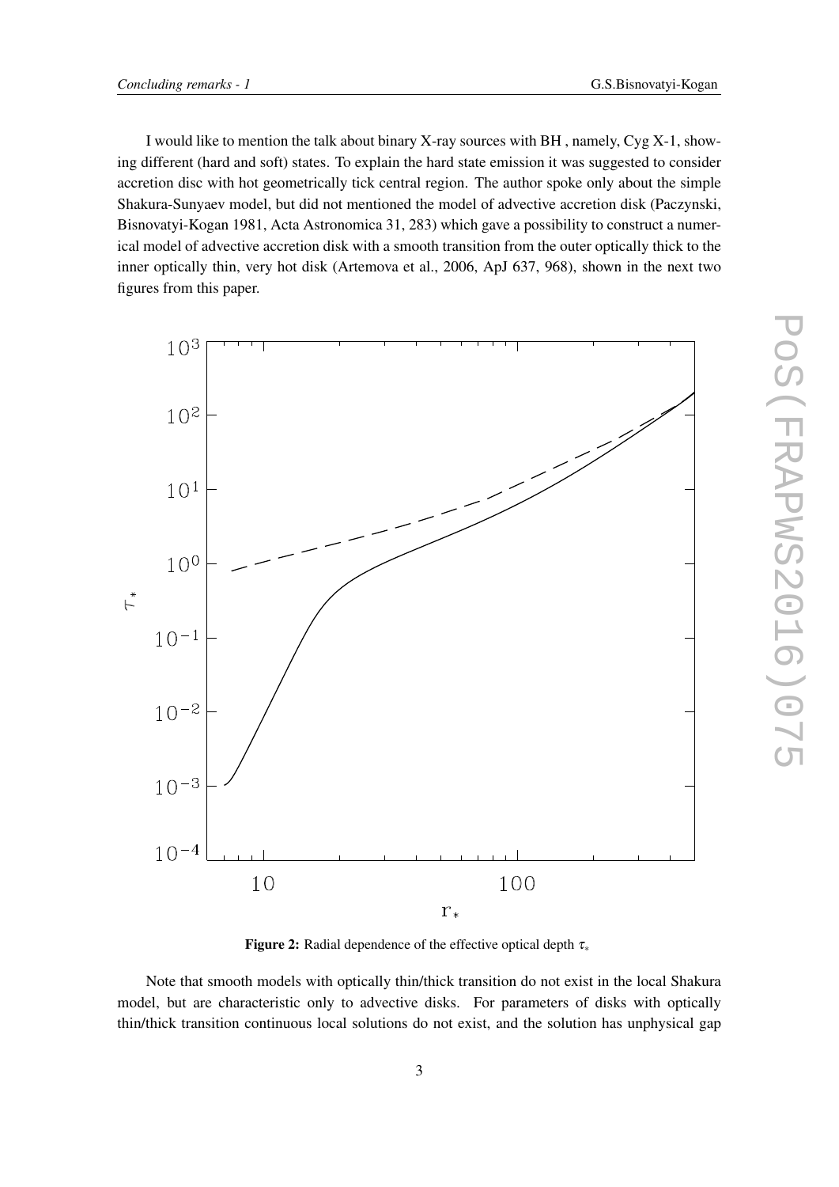I would like to mention the talk about binary X-ray sources with BH , namely, Cyg X-1, showing different (hard and soft) states. To explain the hard state emission it was suggested to consider accretion disc with hot geometrically tick central region. The author spoke only about the simple Shakura-Sunyaev model, but did not mentioned the model of advective accretion disk (Paczynski, Bisnovatyi-Kogan 1981, Acta Astronomica 31, 283) which gave a possibility to construct a numerical model of advective accretion disk with a smooth transition from the outer optically thick to the inner optically thin, very hot disk (Artemova et al., 2006, ApJ 637, 968), shown in the next two figures from this paper.

**Figure 2:** Radial dependence of the effective optical depth $\tau_*$

Note that smooth models with optically thin/thick transition do not exist in the local Shakura model, but are characteristic only to advective disks. For parameters of disks with optically thin/thick transition continuous local solutions do not exist, and the solution has unphysical gap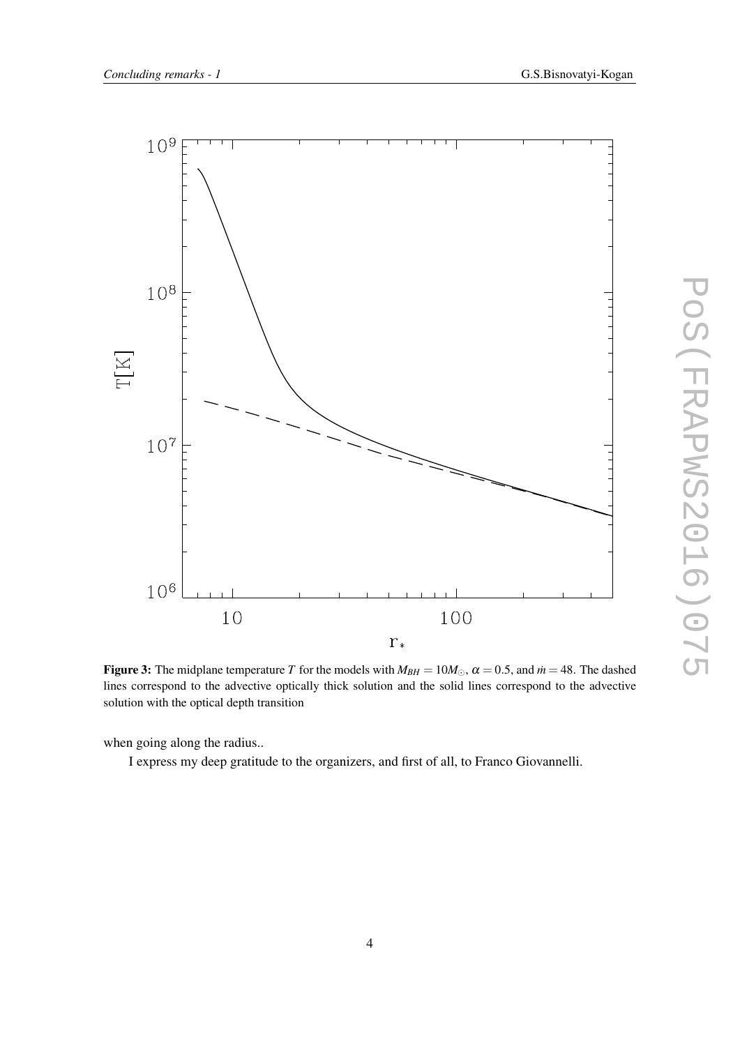$10^9$

$10^8$

$10^7$

$10^6$

T[K]

10

100

$r_*$

**Figure 3:** The midplane temperature $T$ for the models with $M_{BH} = 10M_{\odot}$, $\alpha = 0.5$, and $\dot{m} = 48$. The dashed lines correspond to the advective optically thick solution and the solid lines correspond to the advective solution with the optical depth transition

when going along the radius..

I express my deep gratitude to the organizers, and first of all, to Franco Giovannelli.